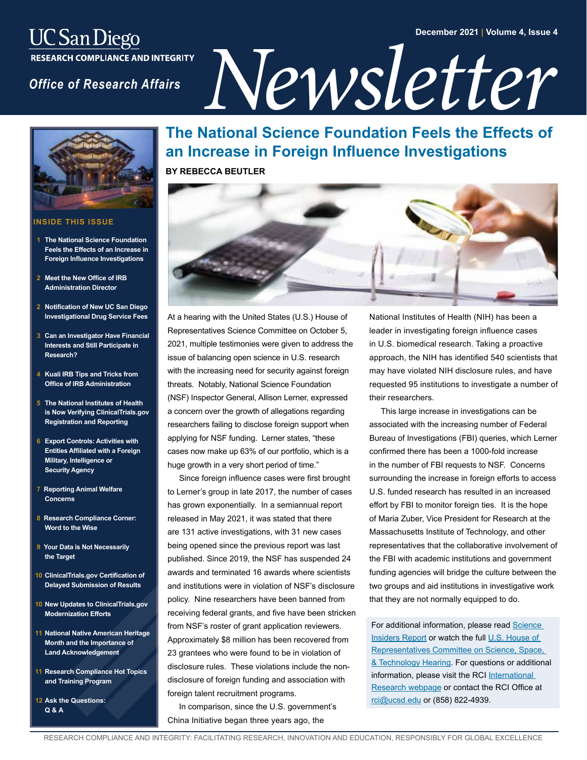UC San Diego
RESEARCH COMPLIANCE AND INTEGRITY

*Office of Research Affairs*

December 2021 | Volume 4, Issue 4

# *Newsletter*

## INSIDE THIS ISSUE

1 The National Science Foundation Feels the Effects of an Increase in Foreign Influence Investigations

2 Meet the New Office of IRB Administration Director

2 Notification of New UC San Diego Investigational Drug Service Fees

3 Can an Investigator Have Financial Interests and Still Participate in Research?

4 Kuali IRB Tips and Tricks from Office of IRB Administration

5 The National Institutes of Health is Now Verifying ClinicalTrials.gov Registration and Reporting

6 Export Controls: Activities with Entities Affiliated with a Foreign Military, Intelligence or Security Agency

7 Reporting Animal Welfare Concerns

8 Research Compliance Corner: Word to the Wise

9 Your Data is Not Necessarily the Target

10 ClinicalTrials.gov Certification of Delayed Submission of Results

10 New Updates to ClinicalTrials.gov Modernization Efforts

11 National Native American Heritage Month and the Importance of Land Acknowledgement

11 Research Compliance Hot Topics and Training Program

12 Ask the Questions: Q & A

## The National Science Foundation Feels the Effects of an Increase in Foreign Influence Investigations

**BY REBECCA BEUTLER**

At a hearing with the United States (U.S.) House of Representatives Science Committee on October 5, 2021, multiple testimonies were given to address the issue of balancing open science in U.S. research with the increasing need for security against foreign threats. Notably, National Science Foundation (NSF) Inspector General, Allison Lerner, expressed a concern over the growth of allegations regarding researchers failing to disclose foreign support when applying for NSF funding. Lerner states, "these cases now make up 63% of our portfolio, which is a huge growth in a very short period of time."

Since foreign influence cases were first brought to Lerner's group in late 2017, the number of cases has grown exponentially. In a semiannual report released in May 2021, it was stated that there are 131 active investigations, with 31 new cases being opened since the previous report was last published. Since 2019, the NSF has suspended 24 awards and terminated 16 awards where scientists and institutions were in violation of NSF's disclosure policy. Nine researchers have been banned from receiving federal grants, and five have been stricken from NSF's roster of grant application reviewers. Approximately $8 million has been recovered from 23 grantees who were found to be in violation of disclosure rules. These violations include the non-disclosure of foreign funding and association with foreign talent recruitment programs.

In comparison, since the U.S. government's China Initiative began three years ago, the National Institutes of Health (NIH) has been a leader in investigating foreign influence cases in U.S. biomedical research. Taking a proactive approach, the NIH has identified 540 scientists that may have violated NIH disclosure rules, and have requested 95 institutions to investigate a number of their researchers.

This large increase in investigations can be associated with the increasing number of Federal Bureau of Investigations (FBI) queries, which Lerner confirmed there has been a 1000-fold increase in the number of FBI requests to NSF. Concerns surrounding the increase in foreign efforts to access U.S. funded research has resulted in an increased effort by FBI to monitor foreign ties. It is the hope of Maria Zuber, Vice President for Research at the Massachusetts Institute of Technology, and other representatives that the collaborative involvement of the FBI with academic institutions and government funding agencies will bridge the culture between the two groups and aid institutions in investigative work that they are not normally equipped to do.

For additional information, please read Science Insiders Report or watch the full U.S. House of Representatives Committee on Science, Space, & Technology Hearing. For questions or additional information, please visit the RCI International Research webpage or contact the RCI Office at rci@ucsd.edu or (858) 822-4939.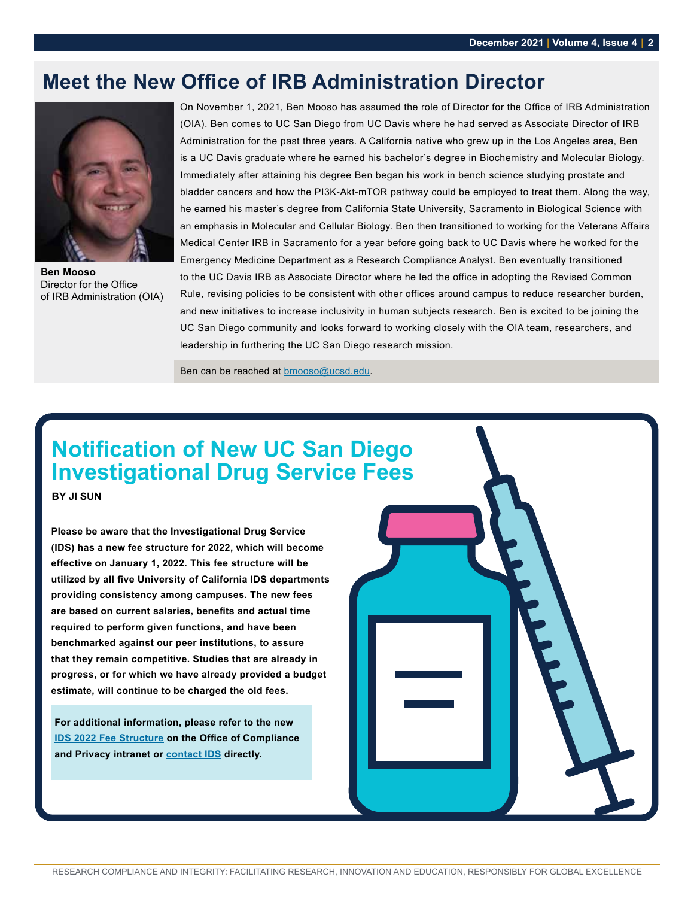## Meet the New Office of IRB Administration Director

**Ben Mooso**
Director for the Office of IRB Administration (OIA)

On November 1, 2021, Ben Mooso has assumed the role of Director for the Office of IRB Administration (OIA). Ben comes to UC San Diego from UC Davis where he had served as Associate Director of IRB Administration for the past three years. A California native who grew up in the Los Angeles area, Ben is a UC Davis graduate where he earned his bachelor's degree in Biochemistry and Molecular Biology. Immediately after attaining his degree Ben began his work in bench science studying prostate and bladder cancers and how the PI3K-Akt-mTOR pathway could be employed to treat them. Along the way, he earned his master's degree from California State University, Sacramento in Biological Science with an emphasis in Molecular and Cellular Biology. Ben then transitioned to working for the Veterans Affairs Medical Center IRB in Sacramento for a year before going back to UC Davis where he worked for the Emergency Medicine Department as a Research Compliance Analyst. Ben eventually transitioned to the UC Davis IRB as Associate Director where he led the office in adopting the Revised Common Rule, revising policies to be consistent with other offices around campus to reduce researcher burden, and new initiatives to increase inclusivity in human subjects research. Ben is excited to be joining the UC San Diego community and looks forward to working closely with the OIA team, researchers, and leadership in furthering the UC San Diego research mission.

Ben can be reached at bmooso@ucsd.edu.

## Notification of New UC San Diego Investigational Drug Service Fees

**BY JI SUN**

**Please be aware that the Investigational Drug Service (IDS) has a new fee structure for 2022, which will become effective on January 1, 2022. This fee structure will be utilized by all five University of California IDS departments providing consistency among campuses. The new fees are based on current salaries, benefits and actual time required to perform given functions, and have been benchmarked against our peer institutions, to assure that they remain competitive. Studies that are already in progress, or for which we have already provided a budget estimate, will continue to be charged the old fees.**

**For additional information, please refer to the new IDS 2022 Fee Structure on the Office of Compliance and Privacy intranet or contact IDS directly.**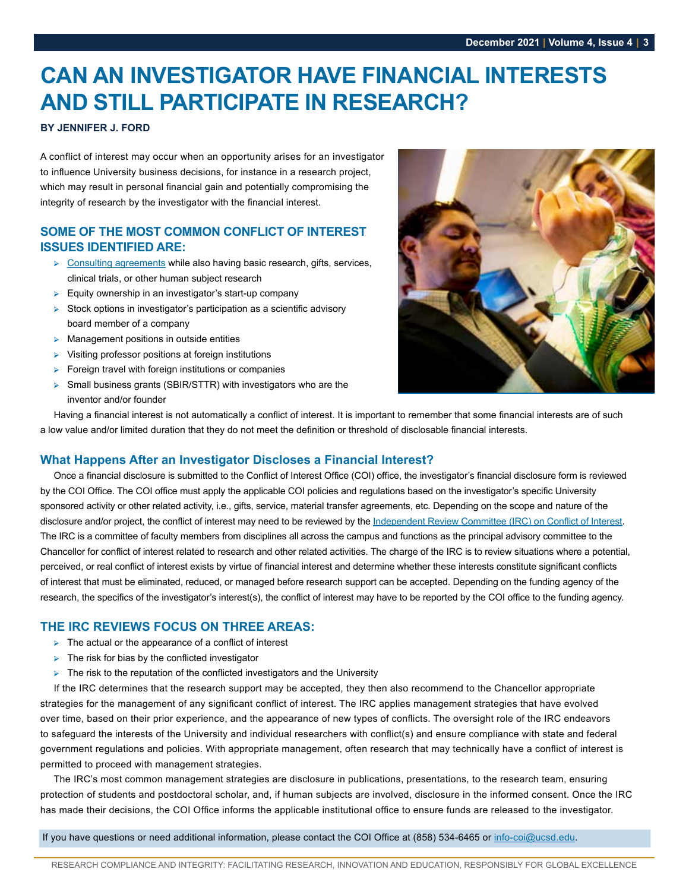# CAN AN INVESTIGATOR HAVE FINANCIAL INTERESTS AND STILL PARTICIPATE IN RESEARCH?

**BY JENNIFER J. FORD**

A conflict of interest may occur when an opportunity arises for an investigator to influence University business decisions, for instance in a research project, which may result in personal financial gain and potentially compromising the integrity of research by the investigator with the financial interest.

## SOME OF THE MOST COMMON CONFLICT OF INTEREST ISSUES IDENTIFIED ARE:

- Consulting agreements while also having basic research, gifts, services, clinical trials, or other human subject research
- Equity ownership in an investigator's start-up company
- Stock options in investigator's participation as a scientific advisory board member of a company
- Management positions in outside entities
- Visiting professor positions at foreign institutions
- Foreign travel with foreign institutions or companies
- Small business grants (SBIR/STTR) with investigators who are the inventor and/or founder

Having a financial interest is not automatically a conflict of interest. It is important to remember that some financial interests are of such a low value and/or limited duration that they do not meet the definition or threshold of disclosable financial interests.

## What Happens After an Investigator Discloses a Financial Interest?

Once a financial disclosure is submitted to the Conflict of Interest Office (COI) office, the investigator's financial disclosure form is reviewed by the COI Office. The COI office must apply the applicable COI policies and regulations based on the investigator's specific University sponsored activity or other related activity, i.e., gifts, service, material transfer agreements, etc. Depending on the scope and nature of the disclosure and/or project, the conflict of interest may need to be reviewed by the Independent Review Committee (IRC) on Conflict of Interest. The IRC is a committee of faculty members from disciplines all across the campus and functions as the principal advisory committee to the Chancellor for conflict of interest related to research and other related activities. The charge of the IRC is to review situations where a potential, perceived, or real conflict of interest exists by virtue of financial interest and determine whether these interests constitute significant conflicts of interest that must be eliminated, reduced, or managed before research support can be accepted. Depending on the funding agency of the research, the specifics of the investigator's interest(s), the conflict of interest may have to be reported by the COI office to the funding agency.

## THE IRC REVIEWS FOCUS ON THREE AREAS:

- The actual or the appearance of a conflict of interest
- The risk for bias by the conflicted investigator
- The risk to the reputation of the conflicted investigators and the University

If the IRC determines that the research support may be accepted, they then also recommend to the Chancellor appropriate strategies for the management of any significant conflict of interest. The IRC applies management strategies that have evolved over time, based on their prior experience, and the appearance of new types of conflicts. The oversight role of the IRC endeavors to safeguard the interests of the University and individual researchers with conflict(s) and ensure compliance with state and federal government regulations and policies. With appropriate management, often research that may technically have a conflict of interest is permitted to proceed with management strategies.

The IRC's most common management strategies are disclosure in publications, presentations, to the research team, ensuring protection of students and postdoctoral scholar, and, if human subjects are involved, disclosure in the informed consent. Once the IRC has made their decisions, the COI Office informs the applicable institutional office to ensure funds are released to the investigator.

If you have questions or need additional information, please contact the COI Office at (858) 534-6465 or info-coi@ucsd.edu.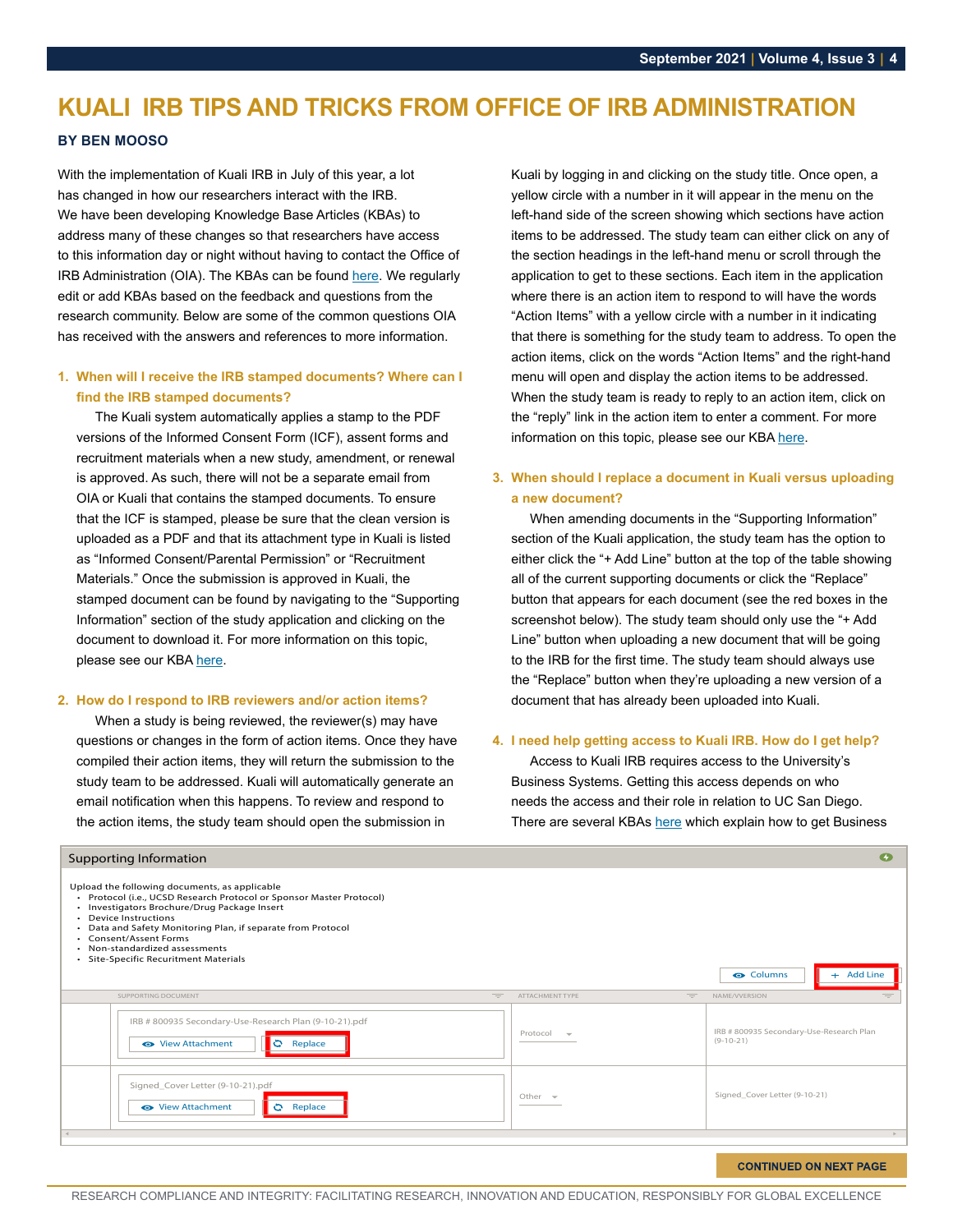# KUALI IRB TIPS AND TRICKS FROM OFFICE OF IRB ADMINISTRATION

**BY BEN MOOSO**

With the implementation of Kuali IRB in July of this year, a lot has changed in how our researchers interact with the IRB. We have been developing Knowledge Base Articles (KBAs) to address many of these changes so that researchers have access to this information day or night without having to contact the Office of IRB Administration (OIA). The KBAs can be found here. We regularly edit or add KBAs based on the feedback and questions from the research community. Below are some of the common questions OIA has received with the answers and references to more information.

### 1. When will I receive the IRB stamped documents? Where can I find the IRB stamped documents?

The Kuali system automatically applies a stamp to the PDF versions of the Informed Consent Form (ICF), assent forms and recruitment materials when a new study, amendment, or renewal is approved. As such, there will not be a separate email from OIA or Kuali that contains the stamped documents. To ensure that the ICF is stamped, please be sure that the clean version is uploaded as a PDF and that its attachment type in Kuali is listed as "Informed Consent/Parental Permission" or "Recruitment Materials." Once the submission is approved in Kuali, the stamped document can be found by navigating to the "Supporting Information" section of the study application and clicking on the document to download it. For more information on this topic, please see our KBA here.

### 2. How do I respond to IRB reviewers and/or action items?

When a study is being reviewed, the reviewer(s) may have questions or changes in the form of action items. Once they have compiled their action items, they will return the submission to the study team to be addressed. Kuali will automatically generate an email notification when this happens. To review and respond to the action items, the study team should open the submission in Kuali by logging in and clicking on the study title. Once open, a yellow circle with a number in it will appear in the menu on the left-hand side of the screen showing which sections have action items to be addressed. The study team can either click on any of the section headings in the left-hand menu or scroll through the application to get to these sections. Each item in the application where there is an action item to respond to will have the words "Action Items" with a yellow circle with a number in it indicating that there is something for the study team to address. To open the action items, click on the words "Action Items" and the right-hand menu will open and display the action items to be addressed. When the study team is ready to reply to an action item, click on the "reply" link in the action item to enter a comment. For more information on this topic, please see our KBA here.

### 3. When should I replace a document in Kuali versus uploading a new document?

When amending documents in the "Supporting Information" section of the Kuali application, the study team has the option to either click the "+ Add Line" button at the top of the table showing all of the current supporting documents or click the "Replace" button that appears for each document (see the red boxes in the screenshot below). The study team should only use the "+ Add Line" button when uploading a new document that will be going to the IRB for the first time. The study team should always use the "Replace" button when they're uploading a new version of a document that has already been uploaded into Kuali.

### 4. I need help getting access to Kuali IRB. How do I get help?

Access to Kuali IRB requires access to the University's Business Systems. Getting this access depends on who needs the access and their role in relation to UC San Diego. There are several KBAs here which explain how to get Business

**Supporting Information**

Upload the following documents, as applicable
- Protocol (i.e., UCSD Research Protocol or Sponsor Master Protocol)
- Investigators Brochure/Drug Package Insert
- Device Instructions
- Data and Safety Monitoring Plan, if separate from Protocol
- Consent/Assent Forms
- Non-standardized assessments
- Site-Specific Recruitment Materials

Columns | + Add Line

| SUPPORTING DOCUMENT | ATTACHMENT TYPE | NAME/VERSION |
|---|---|---|
| IRB # 800935 Secondary-Use-Research Plan (9-10-21).pdf — View Attachment / Replace | Protocol | IRB # 800935 Secondary-Use-Research Plan (9-10-21) |
| Signed_Cover Letter (9-10-21).pdf — View Attachment / Replace | Other | Signed_Cover Letter (9-10-21) |

**CONTINUED ON NEXT PAGE**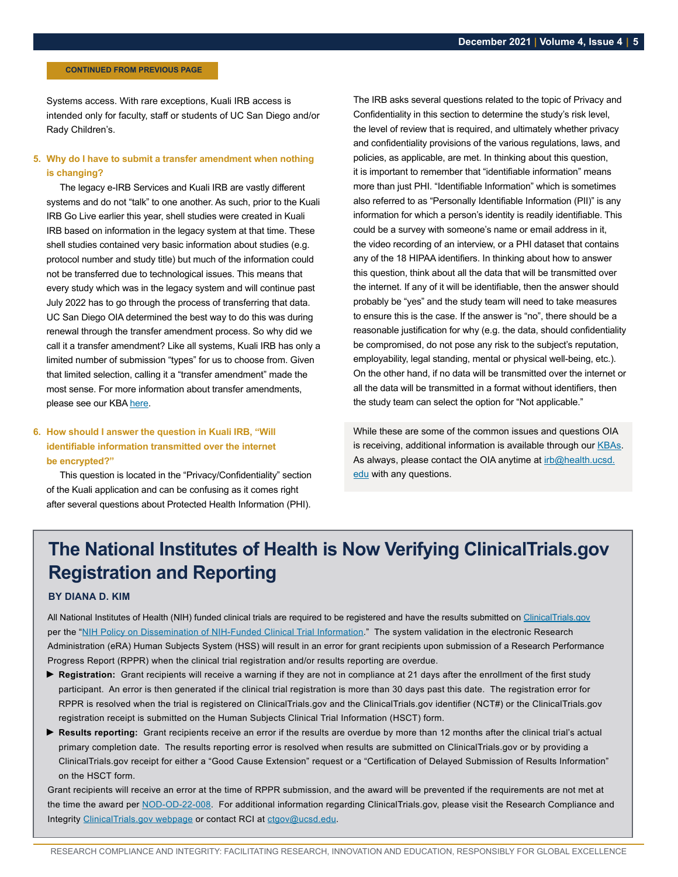CONTINUED FROM PREVIOUS PAGE

Systems access. With rare exceptions, Kuali IRB access is intended only for faculty, staff or students of UC San Diego and/or Rady Children's.

5. **Why do I have to submit a transfer amendment when nothing is changing?**

The legacy e-IRB Services and Kuali IRB are vastly different systems and do not "talk" to one another. As such, prior to the Kuali IRB Go Live earlier this year, shell studies were created in Kuali IRB based on information in the legacy system at that time. These shell studies contained very basic information about studies (e.g. protocol number and study title) but much of the information could not be transferred due to technological issues. This means that every study which was in the legacy system and will continue past July 2022 has to go through the process of transferring that data. UC San Diego OIA determined the best way to do this was during renewal through the transfer amendment process. So why did we call it a transfer amendment? Like all systems, Kuali IRB has only a limited number of submission "types" for us to choose from. Given that limited selection, calling it a "transfer amendment" made the most sense. For more information about transfer amendments, please see our KBA here.

6. **How should I answer the question in Kuali IRB, "Will identifiable information transmitted over the internet be encrypted?"**

This question is located in the "Privacy/Confidentiality" section of the Kuali application and can be confusing as it comes right after several questions about Protected Health Information (PHI). The IRB asks several questions related to the topic of Privacy and Confidentiality in this section to determine the study's risk level, the level of review that is required, and ultimately whether privacy and confidentiality provisions of the various regulations, laws, and policies, as applicable, are met. In thinking about this question, it is important to remember that "identifiable information" means more than just PHI. "Identifiable Information" which is sometimes also referred to as "Personally Identifiable Information (PII)" is any information for which a person's identity is readily identifiable. This could be a survey with someone's name or email address in it, the video recording of an interview, or a PHI dataset that contains any of the 18 HIPAA identifiers. In thinking about how to answer this question, think about all the data that will be transmitted over the internet. If any of it will be identifiable, then the answer should probably be "yes" and the study team will need to take measures to ensure this is the case. If the answer is "no", there should be a reasonable justification for why (e.g. the data, should confidentiality be compromised, do not pose any risk to the subject's reputation, employability, legal standing, mental or physical well-being, etc.). On the other hand, if no data will be transmitted over the internet or all the data will be transmitted in a format without identifiers, then the study team can select the option for "Not applicable."

While these are some of the common issues and questions OIA is receiving, additional information is available through our KBAs. As always, please contact the OIA anytime at irb@health.ucsd.edu with any questions.

# The National Institutes of Health is Now Verifying ClinicalTrials.gov Registration and Reporting

**BY DIANA D. KIM**

All National Institutes of Health (NIH) funded clinical trials are required to be registered and have the results submitted on ClinicalTrials.gov per the "NIH Policy on Dissemination of NIH-Funded Clinical Trial Information." The system validation in the electronic Research Administration (eRA) Human Subjects System (HSS) will result in an error for grant recipients upon submission of a Research Performance Progress Report (RPPR) when the clinical trial registration and/or results reporting are overdue.

- **Registration:** Grant recipients will receive a warning if they are not in compliance at 21 days after the enrollment of the first study participant. An error is then generated if the clinical trial registration is more than 30 days past this date. The registration error for RPPR is resolved when the trial is registered on ClinicalTrials.gov and the ClinicalTrials.gov identifier (NCT#) or the ClinicalTrials.gov registration receipt is submitted on the Human Subjects Clinical Trial Information (HSCT) form.
- **Results reporting:** Grant recipients receive an error if the results are overdue by more than 12 months after the clinical trial's actual primary completion date. The results reporting error is resolved when results are submitted on ClinicalTrials.gov or by providing a ClinicalTrials.gov receipt for either a "Good Cause Extension" request or a "Certification of Delayed Submission of Results Information" on the HSCT form.

Grant recipients will receive an error at the time of RPPR submission, and the award will be prevented if the requirements are not met at the time the award per NOD-OD-22-008. For additional information regarding ClinicalTrials.gov, please visit the Research Compliance and Integrity ClinicalTrials.gov webpage or contact RCI at ctgov@ucsd.edu.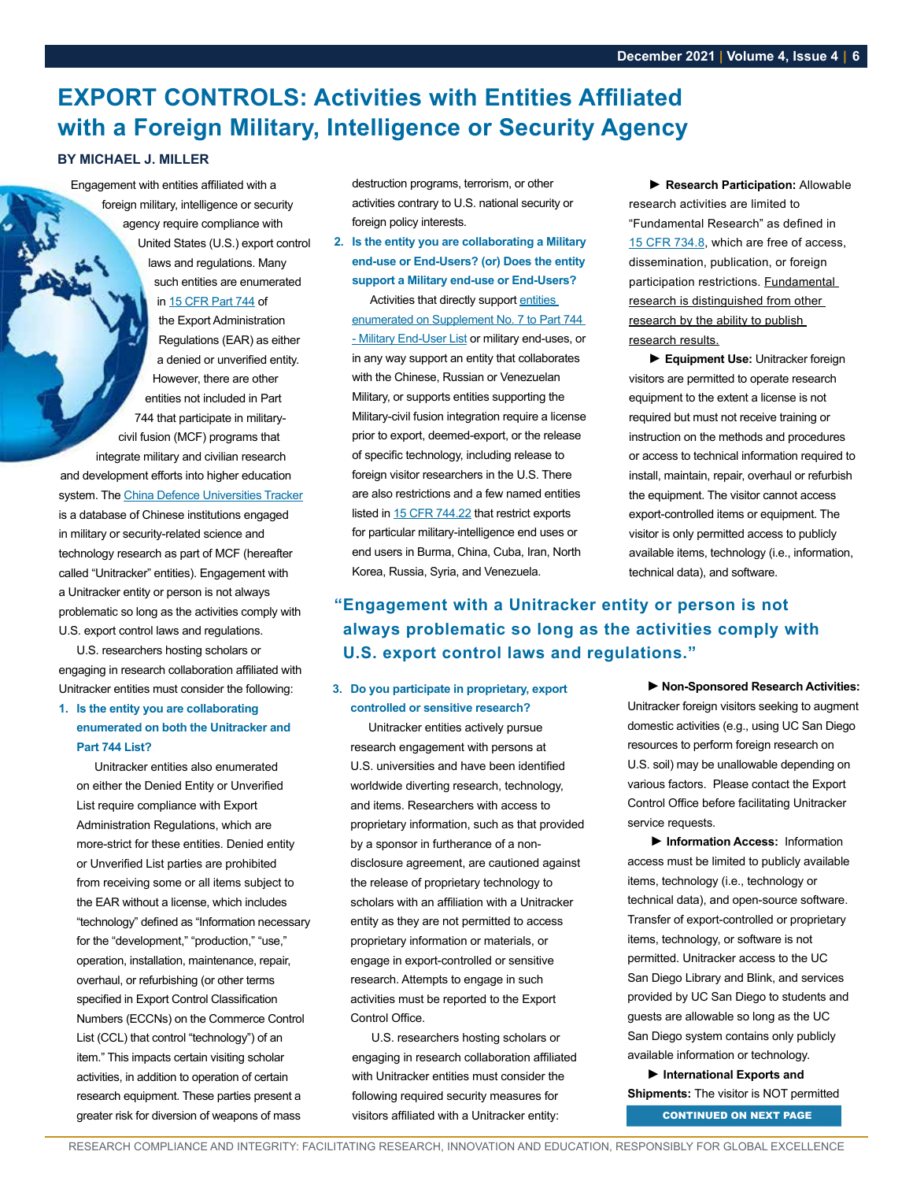# EXPORT CONTROLS: Activities with Entities Affiliated with a Foreign Military, Intelligence or Security Agency

**BY MICHAEL J. MILLER**

Engagement with entities affiliated with a foreign military, intelligence or security agency require compliance with United States (U.S.) export control laws and regulations. Many such entities are enumerated in 15 CFR Part 744 of the Export Administration Regulations (EAR) as either a denied or unverified entity. However, there are other entities not included in Part 744 that participate in military-civil fusion (MCF) programs that integrate military and civilian research and development efforts into higher education system. The China Defence Universities Tracker is a database of Chinese institutions engaged in military or security-related science and technology research as part of MCF (hereafter called "Unitracker" entities). Engagement with a Unitracker entity or person is not always problematic so long as the activities comply with U.S. export control laws and regulations.

U.S. researchers hosting scholars or engaging in research collaboration affiliated with Unitracker entities must consider the following:

1. **Is the entity you are collaborating enumerated on both the Unitracker and Part 744 List?**

   Unitracker entities also enumerated on either the Denied Entity or Unverified List require compliance with Export Administration Regulations, which are more-strict for these entities. Denied entity or Unverified List parties are prohibited from receiving some or all items subject to the EAR without a license, which includes "technology" defined as "Information necessary for the "development," "production," "use," operation, installation, maintenance, repair, overhaul, or refurbishing (or other terms specified in Export Control Classification Numbers (ECCNs) on the Commerce Control List (CCL) that control "technology") of an item." This impacts certain visiting scholar activities, in addition to operation of certain research equipment. These parties present a greater risk for diversion of weapons of mass destruction programs, terrorism, or other activities contrary to U.S. national security or foreign policy interests.

2. **Is the entity you are collaborating a Military end-use or End-Users? (or) Does the entity support a Military end-use or End-Users?**

   Activities that directly support entities enumerated on Supplement No. 7 to Part 744 - Military End-User List or military end-uses, or in any way support an entity that collaborates with the Chinese, Russian or Venezuelan Military, or supports entities supporting the Military-civil fusion integration require a license prior to export, deemed-export, or the release of specific technology, including release to foreign visitor researchers in the U.S. There are also restrictions and a few named entities listed in 15 CFR 744.22 that restrict exports for particular military-intelligence end uses or end users in Burma, China, Cuba, Iran, North Korea, Russia, Syria, and Venezuela.

3. **Do you participate in proprietary, export controlled or sensitive research?**

   Unitracker entities actively pursue research engagement with persons at U.S. universities and have been identified worldwide diverting research, technology, and items. Researchers with access to proprietary information, such as that provided by a sponsor in furtherance of a non-disclosure agreement, are cautioned against the release of proprietary technology to scholars with an affiliation with a Unitracker entity as they are not permitted to access proprietary information or materials, or engage in export-controlled or sensitive research. Attempts to engage in such activities must be reported to the Export Control Office.

   U.S. researchers hosting scholars or engaging in research collaboration affiliated with Unitracker entities must consider the following required security measures for visitors affiliated with a Unitracker entity:

► **Research Participation:** Allowable research activities are limited to "Fundamental Research" as defined in 15 CFR 734.8, which are free of access, dissemination, publication, or foreign participation restrictions. Fundamental research is distinguished from other research by the ability to publish research results.

► **Equipment Use:** Unitracker foreign visitors are permitted to operate research equipment to the extent a license is not required but must not receive training or instruction on the methods and procedures or access to technical information required to install, maintain, repair, overhaul or refurbish the equipment. The visitor cannot access export-controlled items or equipment. The visitor is only permitted access to publicly available items, technology (i.e., information, technical data), and software.

> **"Engagement with a Unitracker entity or person is not always problematic so long as the activities comply with U.S. export control laws and regulations."**

► **Non-Sponsored Research Activities:** Unitracker foreign visitors seeking to augment domestic activities (e.g., using UC San Diego resources to perform foreign research on U.S. soil) may be unallowable depending on various factors. Please contact the Export Control Office before facilitating Unitracker service requests.

► **Information Access:** Information access must be limited to publicly available items, technology (i.e., technology or technical data), and open-source software. Transfer of export-controlled or proprietary items, technology, or software is not permitted. Unitracker access to the UC San Diego Library and Blink, and services provided by UC San Diego to students and guests are allowable so long as the UC San Diego system contains only publicly available information or technology.

► **International Exports and Shipments:** The visitor is NOT permitted

CONTINUED ON NEXT PAGE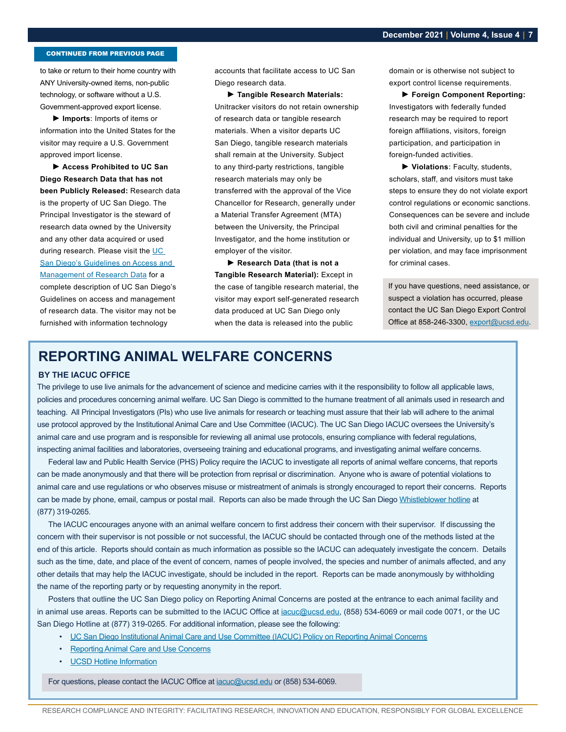CONTINUED FROM PREVIOUS PAGE

to take or return to their home country with ANY University-owned items, non-public technology, or software without a U.S. Government-approved export license.

► **Imports:** Imports of items or information into the United States for the visitor may require a U.S. Government approved import license.

► **Access Prohibited to UC San Diego Research Data that has not been Publicly Released:** Research data is the property of UC San Diego. The Principal Investigator is the steward of research data owned by the University and any other data acquired or used during research. Please visit the UC San Diego's Guidelines on Access and Management of Research Data for a complete description of UC San Diego's Guidelines on access and management of research data. The visitor may not be furnished with information technology accounts that facilitate access to UC San Diego research data.

► **Tangible Research Materials:** Unitracker visitors do not retain ownership of research data or tangible research materials. When a visitor departs UC San Diego, tangible research materials shall remain at the University. Subject to any third-party restrictions, tangible research materials may only be transferred with the approval of the Vice Chancellor for Research, generally under a Material Transfer Agreement (MTA) between the University, the Principal Investigator, and the home institution or employer of the visitor.

► **Research Data (that is not a Tangible Research Material):** Except in the case of tangible research material, the visitor may export self-generated research data produced at UC San Diego only when the data is released into the public domain or is otherwise not subject to export control license requirements.

► **Foreign Component Reporting:** Investigators with federally funded research may be required to report foreign affiliations, visitors, foreign participation, and participation in foreign-funded activities.

► **Violations:** Faculty, students, scholars, staff, and visitors must take steps to ensure they do not violate export control regulations or economic sanctions. Consequences can be severe and include both civil and criminal penalties for the individual and University, up to $1 million per violation, and may face imprisonment for criminal cases.

If you have questions, need assistance, or suspect a violation has occurred, please contact the UC San Diego Export Control Office at 858-246-3300, export@ucsd.edu.

# REPORTING ANIMAL WELFARE CONCERNS

**BY THE IACUC OFFICE**

The privilege to use live animals for the advancement of science and medicine carries with it the responsibility to follow all applicable laws, policies and procedures concerning animal welfare. UC San Diego is committed to the humane treatment of all animals used in research and teaching. All Principal Investigators (PIs) who use live animals for research or teaching must assure that their lab will adhere to the animal use protocol approved by the Institutional Animal Care and Use Committee (IACUC). The UC San Diego IACUC oversees the University's animal care and use program and is responsible for reviewing all animal use protocols, ensuring compliance with federal regulations, inspecting animal facilities and laboratories, overseeing training and educational programs, and investigating animal welfare concerns.

Federal law and Public Health Service (PHS) Policy require the IACUC to investigate all reports of animal welfare concerns, that reports can be made anonymously and that there will be protection from reprisal or discrimination. Anyone who is aware of potential violations to animal care and use regulations or who observes misuse or mistreatment of animals is strongly encouraged to report their concerns. Reports can be made by phone, email, campus or postal mail. Reports can also be made through the UC San Diego Whistleblower hotline at (877) 319-0265.

The IACUC encourages anyone with an animal welfare concern to first address their concern with their supervisor. If discussing the concern with their supervisor is not possible or not successful, the IACUC should be contacted through one of the methods listed at the end of this article. Reports should contain as much information as possible so the IACUC can adequately investigate the concern. Details such as the time, date, and place of the event of concern, names of people involved, the species and number of animals affected, and any other details that may help the IACUC investigate, should be included in the report. Reports can be made anonymously by withholding the name of the reporting party or by requesting anonymity in the report.

Posters that outline the UC San Diego policy on Reporting Animal Concerns are posted at the entrance to each animal facility and in animal use areas. Reports can be submitted to the IACUC Office at iacuc@ucsd.edu, (858) 534-6069 or mail code 0071, or the UC San Diego Hotline at (877) 319-0265. For additional information, please see the following:

- UC San Diego Institutional Animal Care and Use Committee (IACUC) Policy on Reporting Animal Concerns
- Reporting Animal Care and Use Concerns
- UCSD Hotline Information

For questions, please contact the IACUC Office at iacuc@ucsd.edu or (858) 534-6069.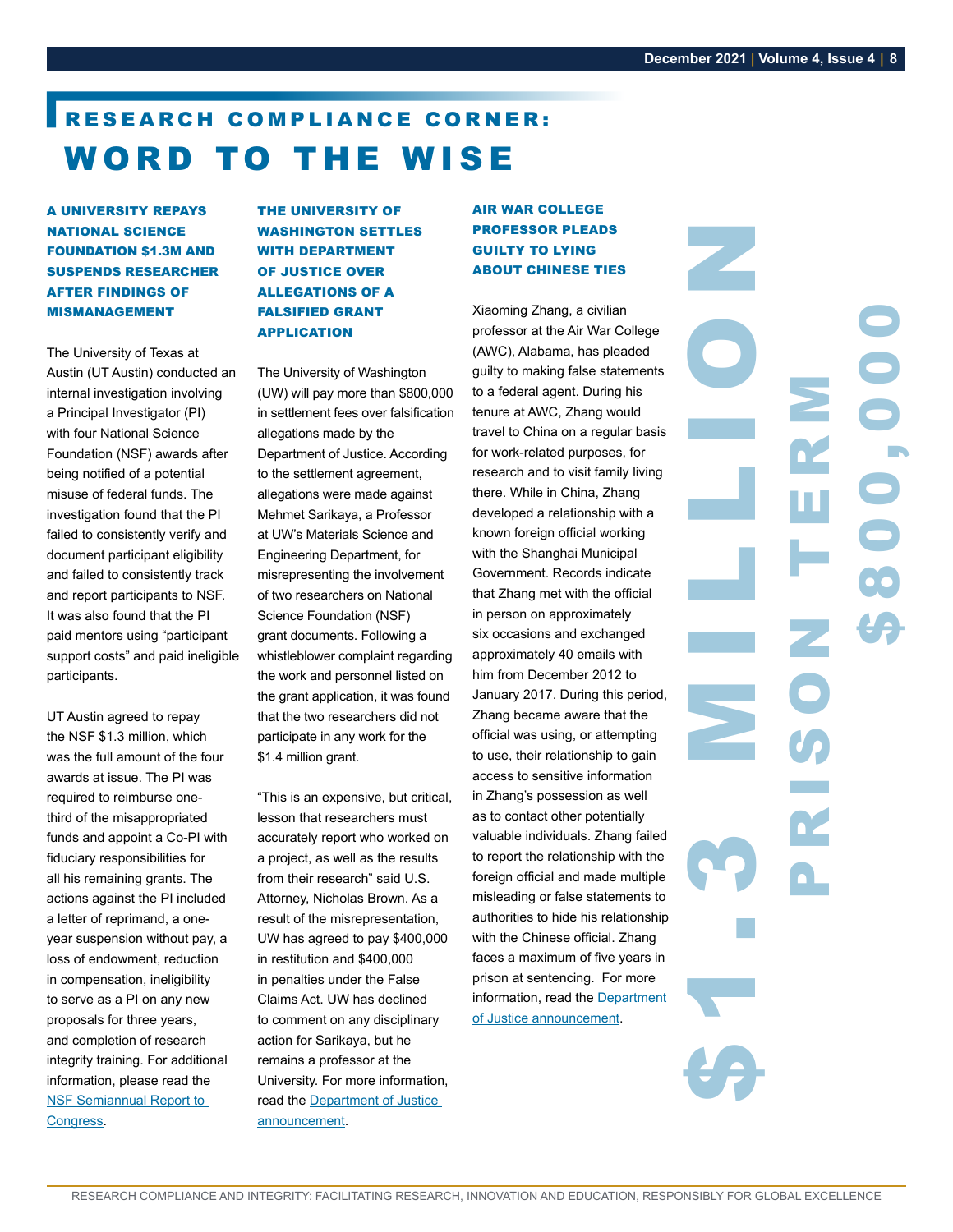# RESEARCH COMPLIANCE CORNER: WORD TO THE WISE

### A UNIVERSITY REPAYS NATIONAL SCIENCE FOUNDATION $1.3M AND SUSPENDS RESEARCHER AFTER FINDINGS OF MISMANAGEMENT

The University of Texas at Austin (UT Austin) conducted an internal investigation involving a Principal Investigator (PI) with four National Science Foundation (NSF) awards after being notified of a potential misuse of federal funds. The investigation found that the PI failed to consistently verify and document participant eligibility and failed to consistently track and report participants to NSF. It was also found that the PI paid mentors using "participant support costs" and paid ineligible participants.

UT Austin agreed to repay the NSF $1.3 million, which was the full amount of the four awards at issue. The PI was required to reimburse one-third of the misappropriated funds and appoint a Co-PI with fiduciary responsibilities for all his remaining grants. The actions against the PI included a letter of reprimand, a one-year suspension without pay, a loss of endowment, reduction in compensation, ineligibility to serve as a PI on any new proposals for three years, and completion of research integrity training. For additional information, please read the NSF Semiannual Report to Congress.

### THE UNIVERSITY OF WASHINGTON SETTLES WITH DEPARTMENT OF JUSTICE OVER ALLEGATIONS OF A FALSIFIED GRANT APPLICATION

The University of Washington (UW) will pay more than $800,000 in settlement fees over falsification allegations made by the Department of Justice. According to the settlement agreement, allegations were made against Mehmet Sarikaya, a Professor at UW's Materials Science and Engineering Department, for misrepresenting the involvement of two researchers on National Science Foundation (NSF) grant documents. Following a whistleblower complaint regarding the work and personnel listed on the grant application, it was found that the two researchers did not participate in any work for the $1.4 million grant.

"This is an expensive, but critical, lesson that researchers must accurately report who worked on a project, as well as the results from their research" said U.S. Attorney, Nicholas Brown. As a result of the misrepresentation, UW has agreed to pay $400,000 in restitution and $400,000 in penalties under the False Claims Act. UW has declined to comment on any disciplinary action for Sarikaya, but he remains a professor at the University. For more information, read the Department of Justice announcement.

### AIR WAR COLLEGE PROFESSOR PLEADS GUILTY TO LYING ABOUT CHINESE TIES

Xiaoming Zhang, a civilian professor at the Air War College (AWC), Alabama, has pleaded guilty to making false statements to a federal agent. During his tenure at AWC, Zhang would travel to China on a regular basis for work-related purposes, for research and to visit family living there. While in China, Zhang developed a relationship with a known foreign official working with the Shanghai Municipal Government. Records indicate that Zhang met with the official in person on approximately six occasions and exchanged approximately 40 emails with him from December 2012 to January 2017. During this period, Zhang became aware that the official was using, or attempting to use, their relationship to gain access to sensitive information in Zhang's possession as well as to contact other potentially valuable individuals. Zhang failed to report the relationship with the foreign official and made multiple misleading or false statements to authorities to hide his relationship with the Chinese official. Zhang faces a maximum of five years in prison at sentencing. For more information, read the Department of Justice announcement.

$1.3 MILLION

PRISON TERM

$800,000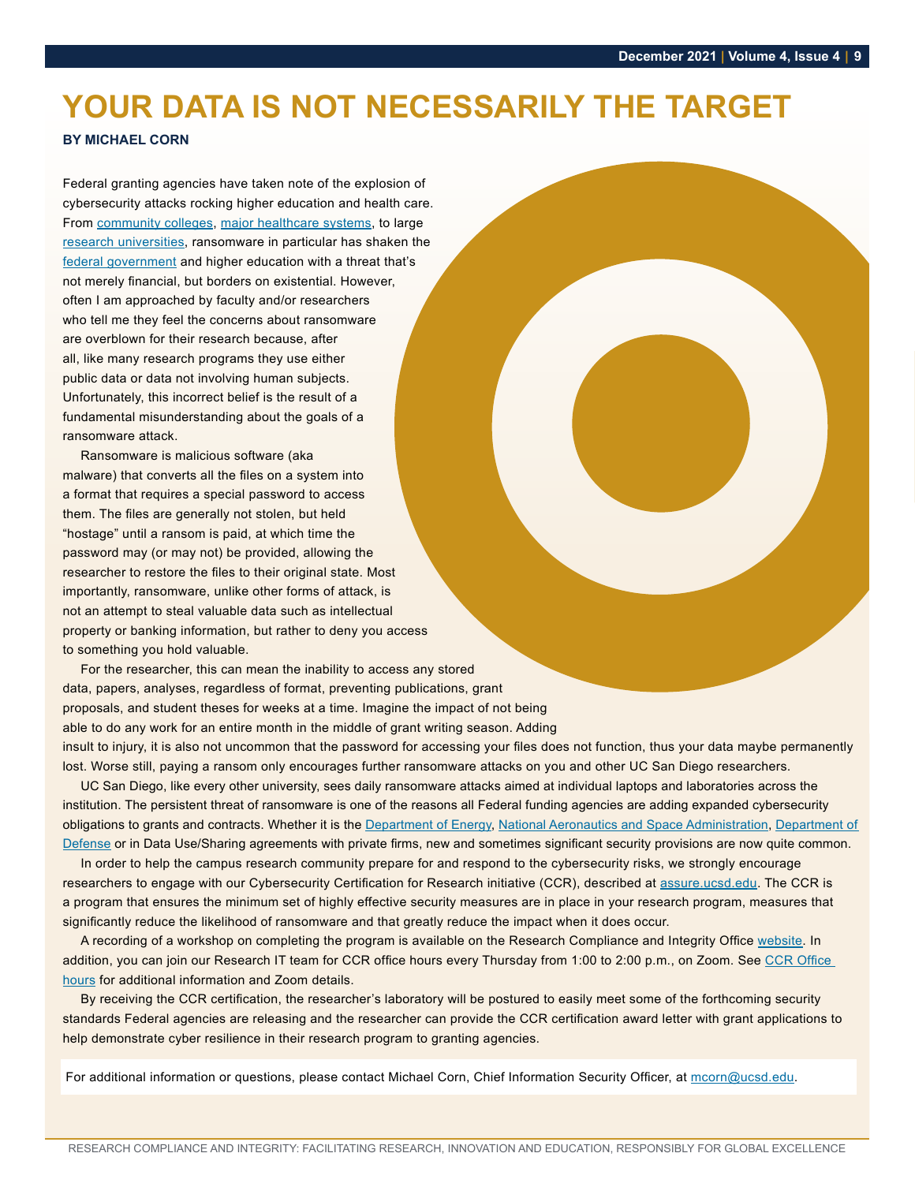# YOUR DATA IS NOT NECESSARILY THE TARGET

**BY MICHAEL CORN**

Federal granting agencies have taken note of the explosion of cybersecurity attacks rocking higher education and health care. From community colleges, major healthcare systems, to large research universities, ransomware in particular has shaken the federal government and higher education with a threat that's not merely financial, but borders on existential. However, often I am approached by faculty and/or researchers who tell me they feel the concerns about ransomware are overblown for their research because, after all, like many research programs they use either public data or data not involving human subjects. Unfortunately, this incorrect belief is the result of a fundamental misunderstanding about the goals of a ransomware attack.

Ransomware is malicious software (aka malware) that converts all the files on a system into a format that requires a special password to access them. The files are generally not stolen, but held "hostage" until a ransom is paid, at which time the password may (or may not) be provided, allowing the researcher to restore the files to their original state. Most importantly, ransomware, unlike other forms of attack, is not an attempt to steal valuable data such as intellectual property or banking information, but rather to deny you access to something you hold valuable.

For the researcher, this can mean the inability to access any stored data, papers, analyses, regardless of format, preventing publications, grant proposals, and student theses for weeks at a time. Imagine the impact of not being able to do any work for an entire month in the middle of grant writing season. Adding insult to injury, it is also not uncommon that the password for accessing your files does not function, thus your data maybe permanently lost. Worse still, paying a ransom only encourages further ransomware attacks on you and other UC San Diego researchers.

UC San Diego, like every other university, sees daily ransomware attacks aimed at individual laptops and laboratories across the institution. The persistent threat of ransomware is one of the reasons all Federal funding agencies are adding expanded cybersecurity obligations to grants and contracts. Whether it is the Department of Energy, National Aeronautics and Space Administration, Department of Defense or in Data Use/Sharing agreements with private firms, new and sometimes significant security provisions are now quite common.

In order to help the campus research community prepare for and respond to the cybersecurity risks, we strongly encourage researchers to engage with our Cybersecurity Certification for Research initiative (CCR), described at assure.ucsd.edu. The CCR is a program that ensures the minimum set of highly effective security measures are in place in your research program, measures that significantly reduce the likelihood of ransomware and that greatly reduce the impact when it does occur.

A recording of a workshop on completing the program is available on the Research Compliance and Integrity Office website. In addition, you can join our Research IT team for CCR office hours every Thursday from 1:00 to 2:00 p.m., on Zoom. See CCR Office hours for additional information and Zoom details.

By receiving the CCR certification, the researcher's laboratory will be postured to easily meet some of the forthcoming security standards Federal agencies are releasing and the researcher can provide the CCR certification award letter with grant applications to help demonstrate cyber resilience in their research program to granting agencies.

For additional information or questions, please contact Michael Corn, Chief Information Security Officer, at mcorn@ucsd.edu.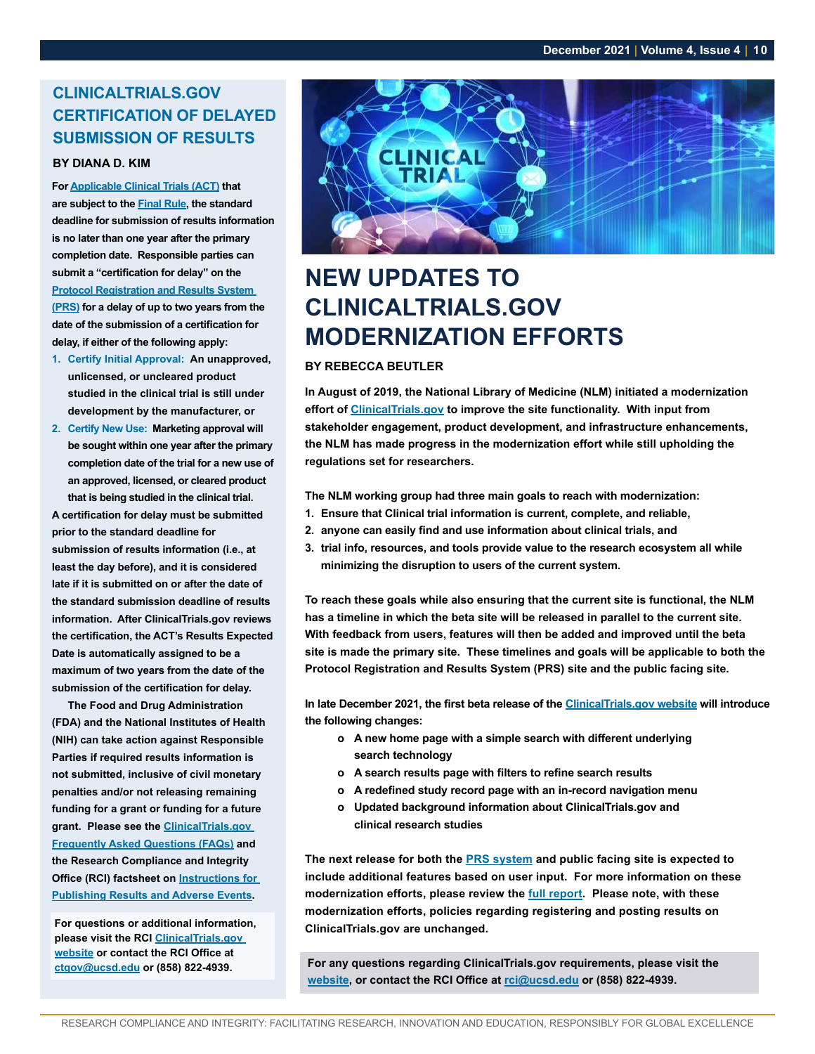## CLINICALTRIALS.GOV CERTIFICATION OF DELAYED SUBMISSION OF RESULTS

**BY DIANA D. KIM**

**For Applicable Clinical Trials (ACT) that are subject to the Final Rule, the standard deadline for submission of results information is no later than one year after the primary completion date. Responsible parties can submit a "certification for delay" on the Protocol Registration and Results System (PRS) for a delay of up to two years from the date of the submission of a certification for delay, if either of the following apply:**

1. **Certify Initial Approval: An unapproved, unlicensed, or uncleared product studied in the clinical trial is still under development by the manufacturer, or**
2. **Certify New Use: Marketing approval will be sought within one year after the primary completion date of the trial for a new use of an approved, licensed, or cleared product that is being studied in the clinical trial.**

**A certification for delay must be submitted prior to the standard deadline for submission of results information (i.e., at least the day before), and it is considered late if it is submitted on or after the date of the standard submission deadline of results information. After ClinicalTrials.gov reviews the certification, the ACT's Results Expected Date is automatically assigned to be a maximum of two years from the date of the submission of the certification for delay.**

**The Food and Drug Administration (FDA) and the National Institutes of Health (NIH) can take action against Responsible Parties if required results information is not submitted, inclusive of civil monetary penalties and/or not releasing remaining funding for a grant or funding for a future grant. Please see the ClinicalTrials.gov Frequently Asked Questions (FAQs) and the Research Compliance and Integrity Office (RCI) factsheet on Instructions for Publishing Results and Adverse Events.**

**For questions or additional information, please visit the RCI ClinicalTrials.gov website or contact the RCI Office at ctgov@ucsd.edu or (858) 822-4939.**

# NEW UPDATES TO CLINICALTRIALS.GOV MODERNIZATION EFFORTS

**BY REBECCA BEUTLER**

**In August of 2019, the National Library of Medicine (NLM) initiated a modernization effort of ClinicalTrials.gov to improve the site functionality. With input from stakeholder engagement, product development, and infrastructure enhancements, the NLM has made progress in the modernization effort while still upholding the regulations set for researchers.**

**The NLM working group had three main goals to reach with modernization:**

1. **Ensure that Clinical trial information is current, complete, and reliable,**
2. **anyone can easily find and use information about clinical trials, and**
3. **trial info, resources, and tools provide value to the research ecosystem all while minimizing the disruption to users of the current system.**

**To reach these goals while also ensuring that the current site is functional, the NLM has a timeline in which the beta site will be released in parallel to the current site. With feedback from users, features will then be added and improved until the beta site is made the primary site. These timelines and goals will be applicable to both the Protocol Registration and Results System (PRS) site and the public facing site.**

**In late December 2021, the first beta release of the ClinicalTrials.gov website will introduce the following changes:**

- **A new home page with a simple search with different underlying search technology**
- **A search results page with filters to refine search results**
- **A redefined study record page with an in-record navigation menu**
- **Updated background information about ClinicalTrials.gov and clinical research studies**

**The next release for both the PRS system and public facing site is expected to include additional features based on user input. For more information on these modernization efforts, please review the full report. Please note, with these modernization efforts, policies regarding registering and posting results on ClinicalTrials.gov are unchanged.**

**For any questions regarding ClinicalTrials.gov requirements, please visit the website, or contact the RCI Office at rci@ucsd.edu or (858) 822-4939.**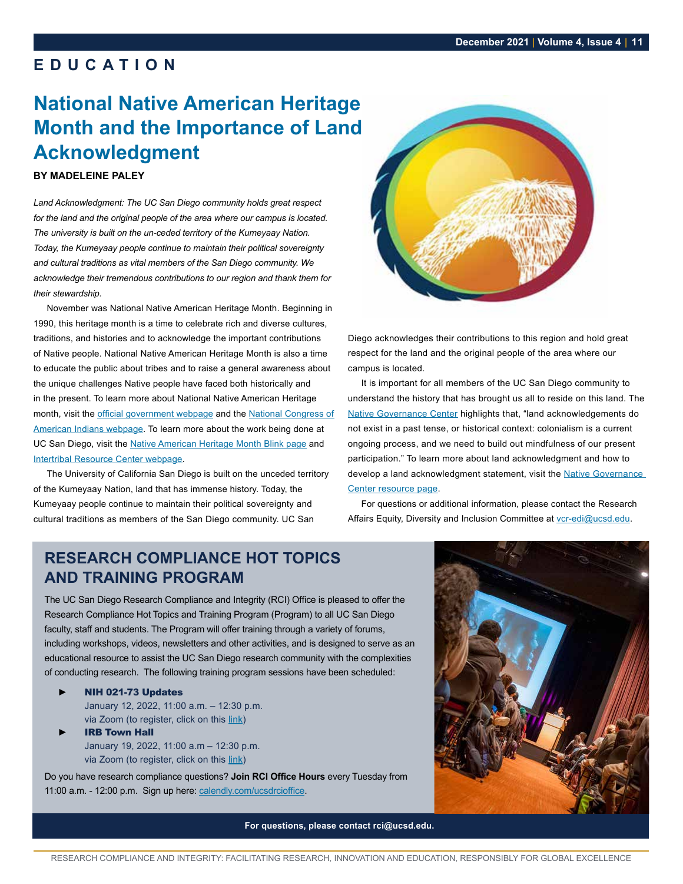# EDUCATION

## National Native American Heritage Month and the Importance of Land Acknowledgment

**BY MADELEINE PALEY**

*Land Acknowledgment: The UC San Diego community holds great respect for the land and the original people of the area where our campus is located. The university is built on the un-ceded territory of the Kumeyaay Nation. Today, the Kumeyaay people continue to maintain their political sovereignty and cultural traditions as vital members of the San Diego community. We acknowledge their tremendous contributions to our region and thank them for their stewardship.*

November was National Native American Heritage Month. Beginning in 1990, this heritage month is a time to celebrate rich and diverse cultures, traditions, and histories and to acknowledge the important contributions of Native people. National Native American Heritage Month is also a time to educate the public about tribes and to raise a general awareness about the unique challenges Native people have faced both historically and in the present. To learn more about National Native American Heritage month, visit the official government webpage and the National Congress of American Indians webpage. To learn more about the work being done at UC San Diego, visit the Native American Heritage Month Blink page and Intertribal Resource Center webpage.

The University of California San Diego is built on the unceded territory of the Kumeyaay Nation, land that has immense history. Today, the Kumeyaay people continue to maintain their political sovereignty and cultural traditions as members of the San Diego community. UC San Diego acknowledges their contributions to this region and hold great respect for the land and the original people of the area where our campus is located.

It is important for all members of the UC San Diego community to understand the history that has brought us all to reside on this land. The Native Governance Center highlights that, "land acknowledgements do not exist in a past tense, or historical context: colonialism is a current ongoing process, and we need to build out mindfulness of our present participation." To learn more about land acknowledgment and how to develop a land acknowledgment statement, visit the Native Governance Center resource page.

For questions or additional information, please contact the Research Affairs Equity, Diversity and Inclusion Committee at vcr-edi@ucsd.edu.

## RESEARCH COMPLIANCE HOT TOPICS AND TRAINING PROGRAM

The UC San Diego Research Compliance and Integrity (RCI) Office is pleased to offer the Research Compliance Hot Topics and Training Program (Program) to all UC San Diego faculty, staff and students. The Program will offer training through a variety of forums, including workshops, videos, newsletters and other activities, and is designed to serve as an educational resource to assist the UC San Diego research community with the complexities of conducting research. The following training program sessions have been scheduled:

- **NIH 021-73 Updates**
  January 12, 2022, 11:00 a.m. – 12:30 p.m.
  via Zoom (to register, click on this link)
- **IRB Town Hall**
  January 19, 2022, 11:00 a.m – 12:30 p.m.
  via Zoom (to register, click on this link)

Do you have research compliance questions? **Join RCI Office Hours** every Tuesday from 11:00 a.m. - 12:00 p.m. Sign up here: calendly.com/ucsdrcioffice.

**For questions, please contact rci@ucsd.edu.**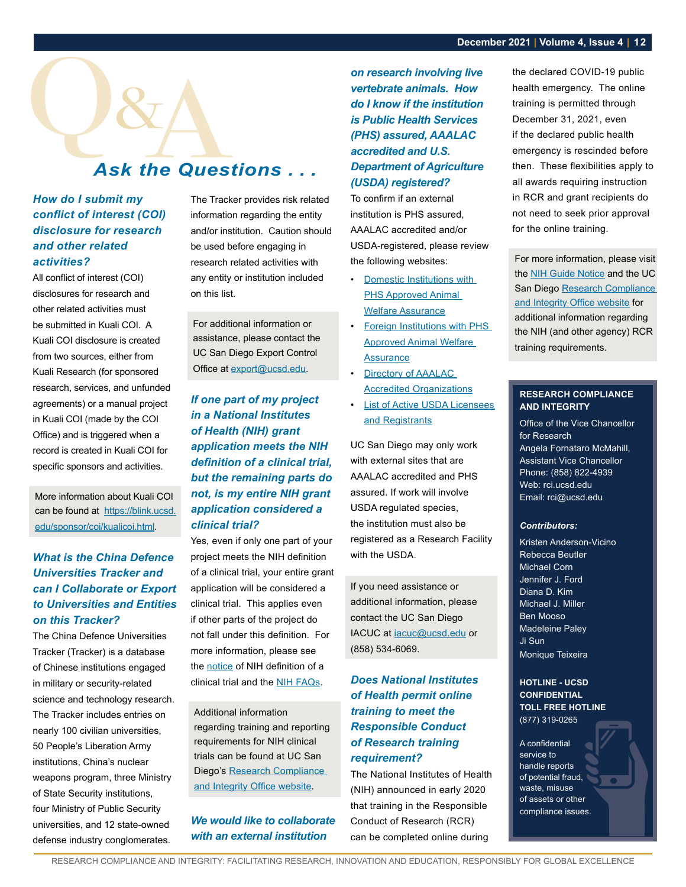# Q&A

## Ask the Questions . . .

### *How do I submit my conflict of interest (COI) disclosure for research and other related activities?*

All conflict of interest (COI) disclosures for research and other related activities must be submitted in Kuali COI. A Kuali COI disclosure is created from two sources, either from Kuali Research (for sponsored research, services, and unfunded agreements) or a manual project in Kuali COI (made by the COI Office) and is triggered when a record is created in Kuali COI for specific sponsors and activities.

More information about Kuali COI can be found at https://blink.ucsd.edu/sponsor/coi/kualicoi.html.

### *What is the China Defence Universities Tracker and can I Collaborate or Export to Universities and Entities on this Tracker?*

The China Defence Universities Tracker (Tracker) is a database of Chinese institutions engaged in military or security-related science and technology research. The Tracker includes entries on nearly 100 civilian universities, 50 People's Liberation Army institutions, China's nuclear weapons program, three Ministry of State Security institutions, four Ministry of Public Security universities, and 12 state-owned defense industry conglomerates. The Tracker provides risk related information regarding the entity and/or institution. Caution should be used before engaging in research related activities with any entity or institution included on this list.

For additional information or assistance, please contact the UC San Diego Export Control Office at export@ucsd.edu.

### *If one part of my project in a National Institutes of Health (NIH) grant application meets the NIH definition of a clinical trial, but the remaining parts do not, is my entire NIH grant application considered a clinical trial?*

Yes, even if only one part of your project meets the NIH definition of a clinical trial, your entire grant application will be considered a clinical trial. This applies even if other parts of the project do not fall under this definition. For more information, please see the notice of NIH definition of a clinical trial and the NIH FAQs.

Additional information regarding training and reporting requirements for NIH clinical trials can be found at UC San Diego's Research Compliance and Integrity Office website.

### *We would like to collaborate with an external institution on research involving live vertebrate animals. How do I know if the institution is Public Health Services (PHS) assured, AAALAC accredited and U.S. Department of Agriculture (USDA) registered?*

To confirm if an external institution is PHS assured, AAALAC accredited and/or USDA-registered, please review the following websites:

- Domestic Institutions with PHS Approved Animal Welfare Assurance
- Foreign Institutions with PHS Approved Animal Welfare Assurance
- Directory of AAALAC Accredited Organizations
- List of Active USDA Licensees and Registrants

UC San Diego may only work with external sites that are AAALAC accredited and PHS assured. If work will involve USDA regulated species, the institution must also be registered as a Research Facility with the USDA.

If you need assistance or additional information, please contact the UC San Diego IACUC at iacuc@ucsd.edu or (858) 534-6069.

### *Does National Institutes of Health permit online training to meet the Responsible Conduct of Research training requirement?*

The National Institutes of Health (NIH) announced in early 2020 that training in the Responsible Conduct of Research (RCR) can be completed online during the declared COVID-19 public health emergency. The online training is permitted through December 31, 2021, even if the declared public health emergency is rescinded before then. These flexibilities apply to all awards requiring instruction in RCR and grant recipients do not need to seek prior approval for the online training.

For more information, please visit the NIH Guide Notice and the UC San Diego Research Compliance and Integrity Office website for additional information regarding the NIH (and other agency) RCR training requirements.

---

**RESEARCH COMPLIANCE AND INTEGRITY**

Office of the Vice Chancellor for Research
Angela Fornataro McMahill, Assistant Vice Chancellor
Phone: (858) 822-4939
Web: rci.ucsd.edu
Email: rci@ucsd.edu

***Contributors:***

Kristen Anderson-Vicino
Rebecca Beutler
Michael Corn
Jennifer J. Ford
Diana D. Kim
Michael J. Miller
Ben Mooso
Madeleine Paley
Ji Sun
Monique Teixeira

**HOTLINE - UCSD CONFIDENTIAL TOLL FREE HOTLINE**
(877) 319-0265

A confidential service to handle reports of potential fraud, waste, misuse of assets or other compliance issues.

RESEARCH COMPLIANCE AND INTEGRITY: FACILITATING RESEARCH, INNOVATION AND EDUCATION, RESPONSIBLY FOR GLOBAL EXCELLENCE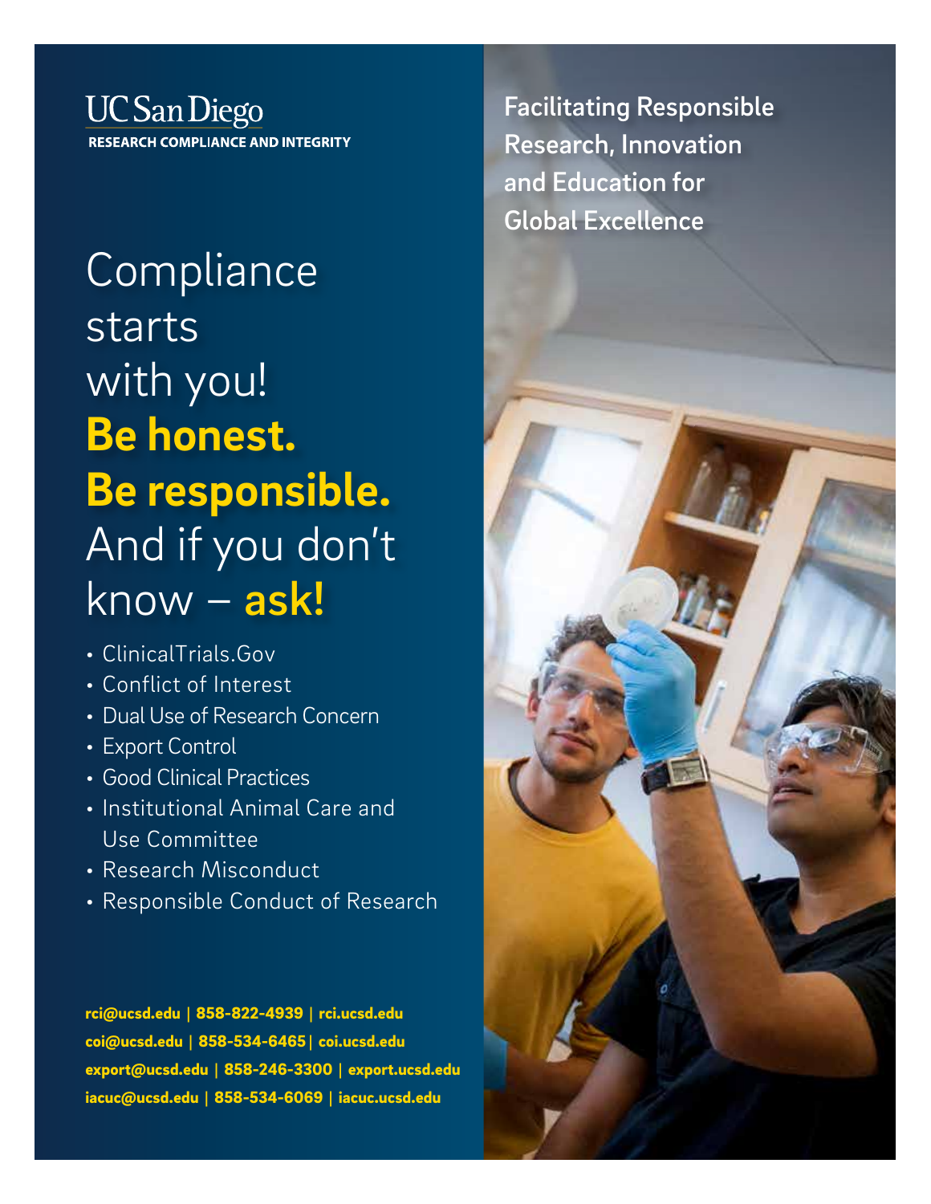UC San Diego

RESEARCH COMPLIANCE AND INTEGRITY

# Compliance starts with you! **Be honest. Be responsible.** And if you don't know – **ask!**

- ClinicalTrials.Gov
- Conflict of Interest
- Dual Use of Research Concern
- Export Control
- Good Clinical Practices
- Institutional Animal Care and Use Committee
- Research Misconduct
- Responsible Conduct of Research

**rci@ucsd.edu | 858-822-4939 | rci.ucsd.edu**

**coi@ucsd.edu | 858-534-6465 | coi.ucsd.edu**

**export@ucsd.edu | 858-246-3300 | export.ucsd.edu**

**iacuc@ucsd.edu | 858-534-6069 | iacuc.ucsd.edu**

Facilitating Responsible Research, Innovation and Education for Global Excellence